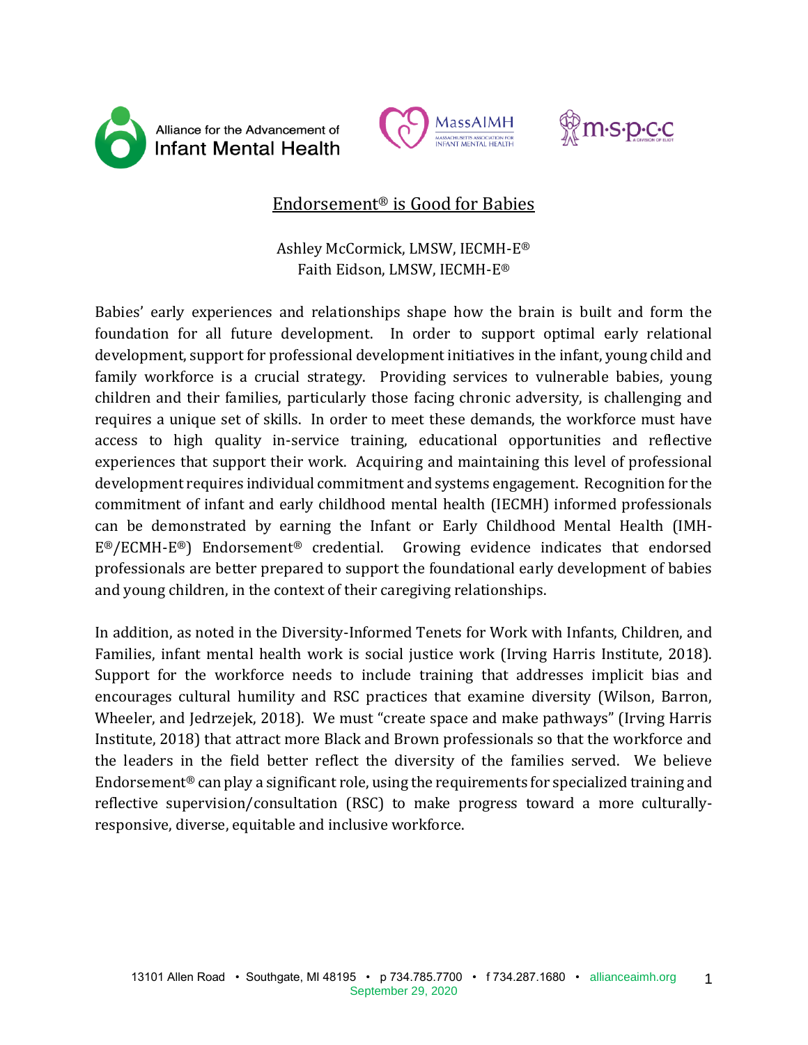# Endorsement® is Good for Babies

Ashley McCormick, LMSW, IECMH-E®
Faith Eidson, LMSW, IECMH-E®

Babies' early experiences and relationships shape how the brain is built and form the foundation for all future development. In order to support optimal early relational development, support for professional development initiatives in the infant, young child and family workforce is a crucial strategy. Providing services to vulnerable babies, young children and their families, particularly those facing chronic adversity, is challenging and requires a unique set of skills. In order to meet these demands, the workforce must have access to high quality in-service training, educational opportunities and reflective experiences that support their work. Acquiring and maintaining this level of professional development requires individual commitment and systems engagement. Recognition for the commitment of infant and early childhood mental health (IECMH) informed professionals can be demonstrated by earning the Infant or Early Childhood Mental Health (IMH-E®/ECMH-E®) Endorsement® credential. Growing evidence indicates that endorsed professionals are better prepared to support the foundational early development of babies and young children, in the context of their caregiving relationships.

In addition, as noted in the Diversity-Informed Tenets for Work with Infants, Children, and Families, infant mental health work is social justice work (Irving Harris Institute, 2018). Support for the workforce needs to include training that addresses implicit bias and encourages cultural humility and RSC practices that examine diversity (Wilson, Barron, Wheeler, and Jedrzejek, 2018). We must "create space and make pathways" (Irving Harris Institute, 2018) that attract more Black and Brown professionals so that the workforce and the leaders in the field better reflect the diversity of the families served. We believe Endorsement® can play a significant role, using the requirements for specialized training and reflective supervision/consultation (RSC) to make progress toward a more culturally-responsive, diverse, equitable and inclusive workforce.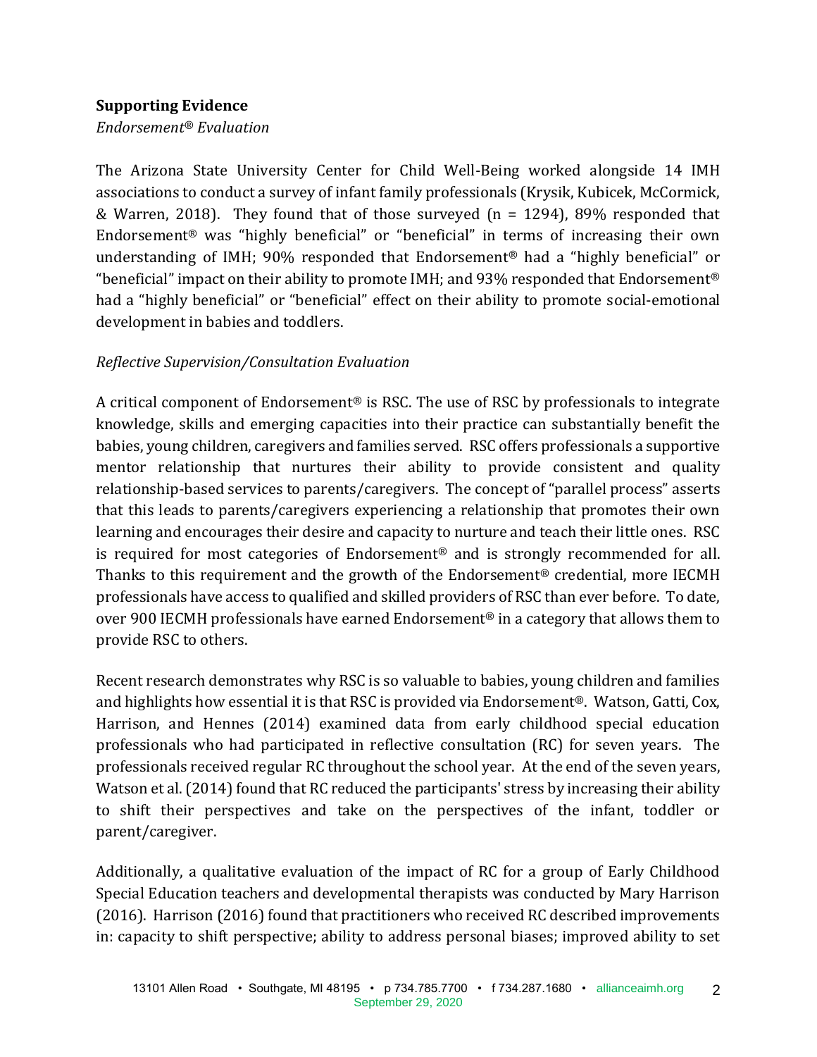**Supporting Evidence**

*Endorsement® Evaluation*

The Arizona State University Center for Child Well-Being worked alongside 14 IMH associations to conduct a survey of infant family professionals (Krysik, Kubicek, McCormick, & Warren, 2018). They found that of those surveyed (n = 1294), 89% responded that Endorsement® was "highly beneficial" or "beneficial" in terms of increasing their own understanding of IMH; 90% responded that Endorsement® had a "highly beneficial" or "beneficial" impact on their ability to promote IMH; and 93% responded that Endorsement® had a "highly beneficial" or "beneficial" effect on their ability to promote social-emotional development in babies and toddlers.

*Reflective Supervision/Consultation Evaluation*

A critical component of Endorsement® is RSC. The use of RSC by professionals to integrate knowledge, skills and emerging capacities into their practice can substantially benefit the babies, young children, caregivers and families served. RSC offers professionals a supportive mentor relationship that nurtures their ability to provide consistent and quality relationship-based services to parents/caregivers. The concept of "parallel process" asserts that this leads to parents/caregivers experiencing a relationship that promotes their own learning and encourages their desire and capacity to nurture and teach their little ones. RSC is required for most categories of Endorsement® and is strongly recommended for all. Thanks to this requirement and the growth of the Endorsement® credential, more IECMH professionals have access to qualified and skilled providers of RSC than ever before. To date, over 900 IECMH professionals have earned Endorsement® in a category that allows them to provide RSC to others.

Recent research demonstrates why RSC is so valuable to babies, young children and families and highlights how essential it is that RSC is provided via Endorsement®. Watson, Gatti, Cox, Harrison, and Hennes (2014) examined data from early childhood special education professionals who had participated in reflective consultation (RC) for seven years. The professionals received regular RC throughout the school year. At the end of the seven years, Watson et al. (2014) found that RC reduced the participants' stress by increasing their ability to shift their perspectives and take on the perspectives of the infant, toddler or parent/caregiver.

Additionally, a qualitative evaluation of the impact of RC for a group of Early Childhood Special Education teachers and developmental therapists was conducted by Mary Harrison (2016). Harrison (2016) found that practitioners who received RC described improvements in: capacity to shift perspective; ability to address personal biases; improved ability to set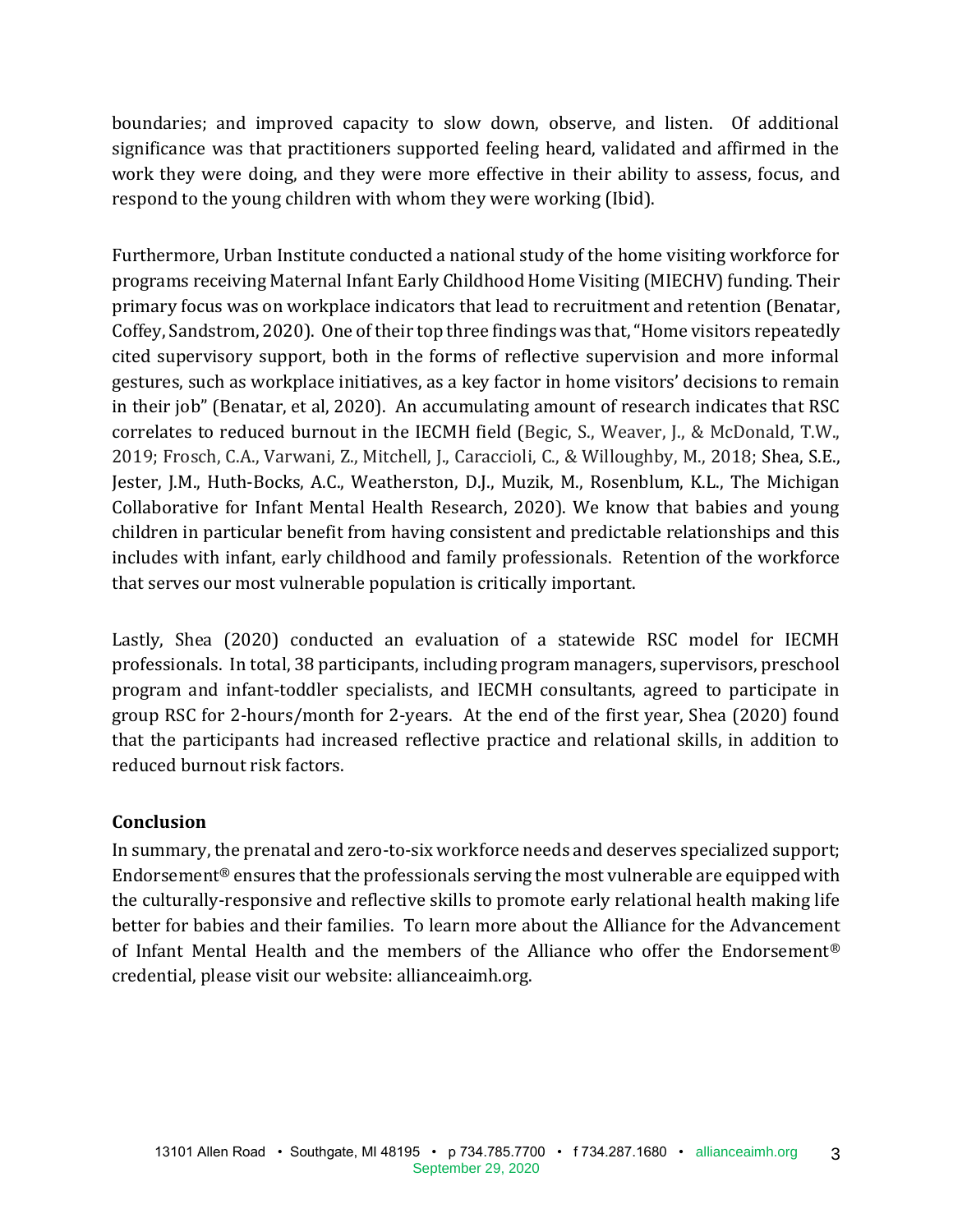boundaries; and improved capacity to slow down, observe, and listen. Of additional significance was that practitioners supported feeling heard, validated and affirmed in the work they were doing, and they were more effective in their ability to assess, focus, and respond to the young children with whom they were working (Ibid).

Furthermore, Urban Institute conducted a national study of the home visiting workforce for programs receiving Maternal Infant Early Childhood Home Visiting (MIECHV) funding. Their primary focus was on workplace indicators that lead to recruitment and retention (Benatar, Coffey, Sandstrom, 2020). One of their top three findings was that, "Home visitors repeatedly cited supervisory support, both in the forms of reflective supervision and more informal gestures, such as workplace initiatives, as a key factor in home visitors' decisions to remain in their job" (Benatar, et al, 2020). An accumulating amount of research indicates that RSC correlates to reduced burnout in the IECMH field (Begic, S., Weaver, J., & McDonald, T.W., 2019; Frosch, C.A., Varwani, Z., Mitchell, J., Caraccioli, C., & Willoughby, M., 2018; Shea, S.E., Jester, J.M., Huth-Bocks, A.C., Weatherston, D.J., Muzik, M., Rosenblum, K.L., The Michigan Collaborative for Infant Mental Health Research, 2020). We know that babies and young children in particular benefit from having consistent and predictable relationships and this includes with infant, early childhood and family professionals. Retention of the workforce that serves our most vulnerable population is critically important.

Lastly, Shea (2020) conducted an evaluation of a statewide RSC model for IECMH professionals. In total, 38 participants, including program managers, supervisors, preschool program and infant-toddler specialists, and IECMH consultants, agreed to participate in group RSC for 2-hours/month for 2-years. At the end of the first year, Shea (2020) found that the participants had increased reflective practice and relational skills, in addition to reduced burnout risk factors.

**Conclusion**

In summary, the prenatal and zero-to-six workforce needs and deserves specialized support; Endorsement® ensures that the professionals serving the most vulnerable are equipped with the culturally-responsive and reflective skills to promote early relational health making life better for babies and their families. To learn more about the Alliance for the Advancement of Infant Mental Health and the members of the Alliance who offer the Endorsement® credential, please visit our website: allianceaimh.org.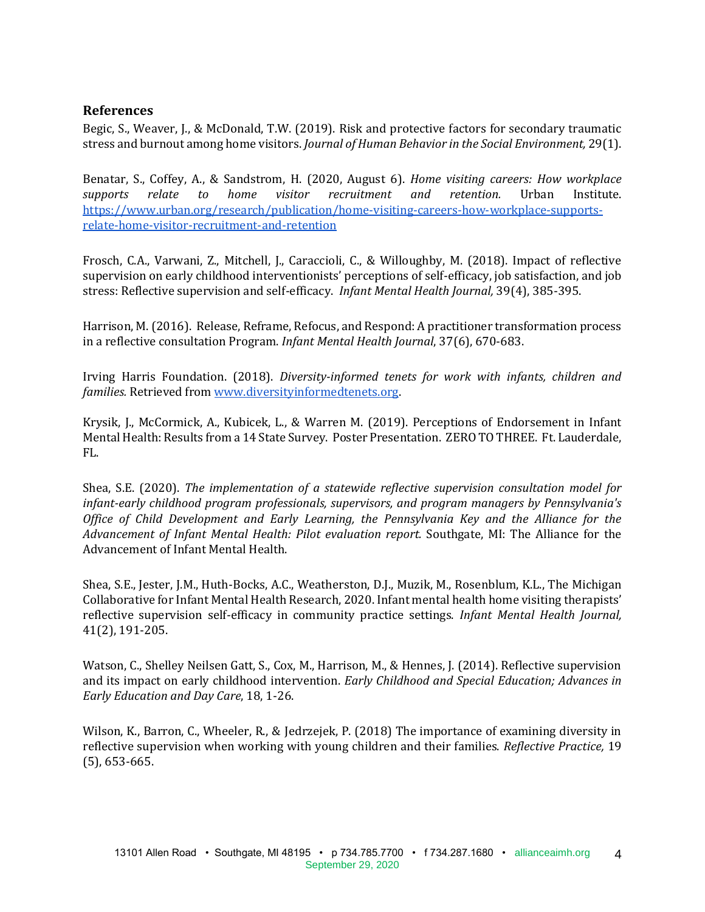## References

Begic, S., Weaver, J., & McDonald, T.W. (2019). Risk and protective factors for secondary traumatic stress and burnout among home visitors. *Journal of Human Behavior in the Social Environment,* 29(1).

Benatar, S., Coffey, A., & Sandstrom, H. (2020, August 6). *Home visiting careers: How workplace supports relate to home visitor recruitment and retention.* Urban Institute. [https://www.urban.org/research/publication/home-visiting-careers-how-workplace-supports-relate-home-visitor-recruitment-and-retention](https://www.urban.org/research/publication/home-visiting-careers-how-workplace-supports-relate-home-visitor-recruitment-and-retention)

Frosch, C.A., Varwani, Z., Mitchell, J., Caraccioli, C., & Willoughby, M. (2018). Impact of reflective supervision on early childhood interventionists' perceptions of self-efficacy, job satisfaction, and job stress: Reflective supervision and self-efficacy. *Infant Mental Health Journal,* 39(4), 385-395.

Harrison, M. (2016). Release, Reframe, Refocus, and Respond: A practitioner transformation process in a reflective consultation Program. *Infant Mental Health Journal*, 37(6), 670-683.

Irving Harris Foundation. (2018). *Diversity-informed tenets for work with infants, children and families.* Retrieved from [www.diversityinformedtenets.org](http://www.diversityinformedtenets.org).

Krysik, J., McCormick, A., Kubicek, L., & Warren M. (2019). Perceptions of Endorsement in Infant Mental Health: Results from a 14 State Survey. Poster Presentation. ZERO TO THREE. Ft. Lauderdale, FL.

Shea, S.E. (2020). *The implementation of a statewide reflective supervision consultation model for infant-early childhood program professionals, supervisors, and program managers by Pennsylvania's Office of Child Development and Early Learning, the Pennsylvania Key and the Alliance for the Advancement of Infant Mental Health: Pilot evaluation report.* Southgate, MI: The Alliance for the Advancement of Infant Mental Health.

Shea, S.E., Jester, J.M., Huth-Bocks, A.C., Weatherston, D.J., Muzik, M., Rosenblum, K.L., The Michigan Collaborative for Infant Mental Health Research, 2020. Infant mental health home visiting therapists' reflective supervision self-efficacy in community practice settings. *Infant Mental Health Journal,* 41(2), 191-205.

Watson, C., Shelley Neilsen Gatt, S., Cox, M., Harrison, M., & Hennes, J. (2014). Reflective supervision and its impact on early childhood intervention. *Early Childhood and Special Education; Advances in Early Education and Day Care*, 18, 1-26.

Wilson, K., Barron, C., Wheeler, R., & Jedrzejek, P. (2018) The importance of examining diversity in reflective supervision when working with young children and their families. *Reflective Practice,* 19 (5), 653-665.